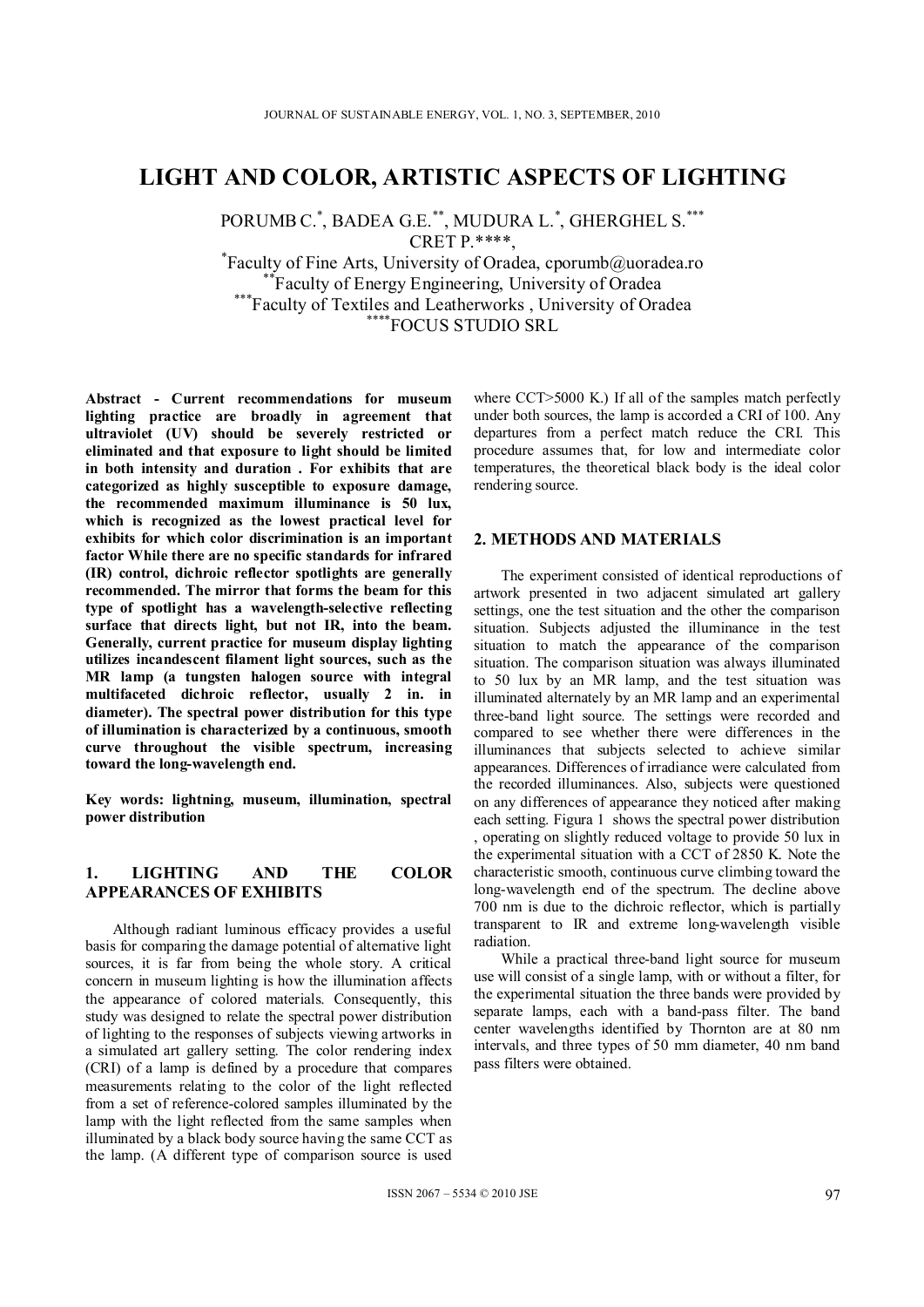# LIGHT AND COLOR, ARTISTIC ASPECTS OF LIGHTING

PORUMB C.*, BADEA G.E.**, MUDURA L.*, GHERGHEL S.***
CRET P.****,

*Faculty of Fine Arts, University of Oradea, cporumb@uoradea.ro
**Faculty of Energy Engineering, University of Oradea
***Faculty of Textiles and Leatherworks , University of Oradea
****FOCUS STUDIO SRL

**Abstract - Current recommendations for museum lighting practice are broadly in agreement that ultraviolet (UV) should be severely restricted or eliminated and that exposure to light should be limited in both intensity and duration . For exhibits that are categorized as highly susceptible to exposure damage, the recommended maximum illuminance is 50 lux, which is recognized as the lowest practical level for exhibits for which color discrimination is an important factor While there are no specific standards for infrared (IR) control, dichroic reflector spotlights are generally recommended. The mirror that forms the beam for this type of spotlight has a wavelength-selective reflecting surface that directs light, but not IR, into the beam. Generally, current practice for museum display lighting utilizes incandescent filament light sources, such as the MR lamp (a tungsten halogen source with integral multifaceted dichroic reflector, usually 2 in. in diameter). The spectral power distribution for this type of illumination is characterized by a continuous, smooth curve throughout the visible spectrum, increasing toward the long-wavelength end.**

**Key words: lightning, museum, illumination, spectral power distribution**

## 1. LIGHTING AND THE COLOR APPEARANCES OF EXHIBITS

Although radiant luminous efficacy provides a useful basis for comparing the damage potential of alternative light sources, it is far from being the whole story. A critical concern in museum lighting is how the illumination affects the appearance of colored materials. Consequently, this study was designed to relate the spectral power distribution of lighting to the responses of subjects viewing artworks in a simulated art gallery setting. The color rendering index (CRI) of a lamp is defined by a procedure that compares measurements relating to the color of the light reflected from a set of reference-colored samples illuminated by the lamp with the light reflected from the same samples when illuminated by a black body source having the same CCT as the lamp. (A different type of comparison source is used where CCT>5000 K.) If all of the samples match perfectly under both sources, the lamp is accorded a CRI of 100. Any departures from a perfect match reduce the CRI. This procedure assumes that, for low and intermediate color temperatures, the theoretical black body is the ideal color rendering source.

## 2. METHODS AND MATERIALS

The experiment consisted of identical reproductions of artwork presented in two adjacent simulated art gallery settings, one the test situation and the other the comparison situation. Subjects adjusted the illuminance in the test situation to match the appearance of the comparison situation. The comparison situation was always illuminated to 50 lux by an MR lamp, and the test situation was illuminated alternately by an MR lamp and an experimental three-band light source. The settings were recorded and compared to see whether there were differences in the illuminances that subjects selected to achieve similar appearances. Differences of irradiance were calculated from the recorded illuminances. Also, subjects were questioned on any differences of appearance they noticed after making each setting. Figura 1 shows the spectral power distribution , operating on slightly reduced voltage to provide 50 lux in the experimental situation with a CCT of 2850 K. Note the characteristic smooth, continuous curve climbing toward the long-wavelength end of the spectrum. The decline above 700 nm is due to the dichroic reflector, which is partially transparent to IR and extreme long-wavelength visible radiation.

While a practical three-band light source for museum use will consist of a single lamp, with or without a filter, for the experimental situation the three bands were provided by separate lamps, each with a band-pass filter. The band center wavelengths identified by Thornton are at 80 nm intervals, and three types of 50 mm diameter, 40 nm band pass filters were obtained.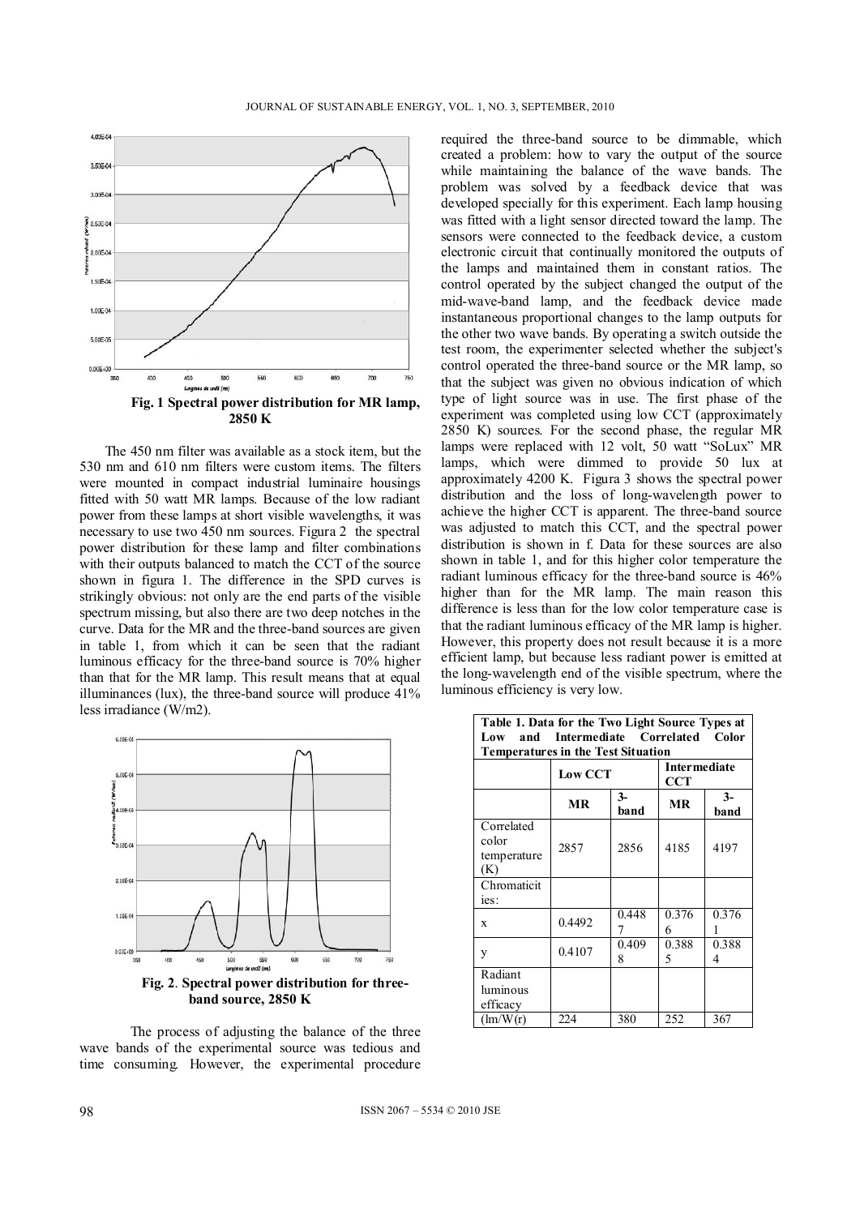**Fig. 1 Spectral power distribution for MR lamp, 2850 K**

The 450 nm filter was available as a stock item, but the 530 nm and 610 nm filters were custom items. The filters were mounted in compact industrial luminaire housings fitted with 50 watt MR lamps. Because of the low radiant power from these lamps at short visible wavelengths, it was necessary to use two 450 nm sources. Figura 2 the spectral power distribution for these lamp and filter combinations with their outputs balanced to match the CCT of the source shown in figura 1. The difference in the SPD curves is strikingly obvious: not only are the end parts of the visible spectrum missing, but also there are two deep notches in the curve. Data for the MR and the three-band sources are given in table 1, from which it can be seen that the radiant luminous efficacy for the three-band source is 70% higher than that for the MR lamp. This result means that at equal illuminances (lux), the three-band source will produce 41% less irradiance (W/m2).

**Fig. 2**. **Spectral power distribution for three-band source, 2850 K**

The process of adjusting the balance of the three wave bands of the experimental source was tedious and time consuming. However, the experimental procedure required the three-band source to be dimmable, which created a problem: how to vary the output of the source while maintaining the balance of the wave bands. The problem was solved by a feedback device that was developed specially for this experiment. Each lamp housing was fitted with a light sensor directed toward the lamp. The sensors were connected to the feedback device, a custom electronic circuit that continually monitored the outputs of the lamps and maintained them in constant ratios. The control operated by the subject changed the output of the mid-wave-band lamp, and the feedback device made instantaneous proportional changes to the lamp outputs for the other two wave bands. By operating a switch outside the test room, the experimenter selected whether the subject's control operated the three-band source or the MR lamp, so that the subject was given no obvious indication of which type of light source was in use. The first phase of the experiment was completed using low CCT (approximately 2850 K) sources. For the second phase, the regular MR lamps were replaced with 12 volt, 50 watt "SoLux" MR lamps, which were dimmed to provide 50 lux at approximately 4200 K. Figura 3 shows the spectral power distribution and the loss of long-wavelength power to achieve the higher CCT is apparent. The three-band source was adjusted to match this CCT, and the spectral power distribution is shown in f. Data for these sources are also shown in table 1, and for this higher color temperature the radiant luminous efficacy for the three-band source is 46% higher than for the MR lamp. The main reason this difference is less than for the low color temperature case is that the radiant luminous efficacy of the MR lamp is higher. However, this property does not result because it is a more efficient lamp, but because less radiant power is emitted at the long-wavelength end of the visible spectrum, where the luminous efficiency is very low.

**Table 1. Data for the Two Light Source Types at Low and Intermediate Correlated Color Temperatures in the Test Situation**

| | **Low CCT** | | **Intermediate CCT** | |
|---|---|---|---|---|
| | **MR** | **3-band** | **MR** | **3-band** |
| Correlated color temperature (K) | 2857 | 2856 | 4185 | 4197 |
| Chromaticities: | | | | |
| x | 0.4492 | 0.4487 | 0.3766 | 0.3761 |
| y | 0.4107 | 0.4098 | 0.3885 | 0.3884 |
| Radiant luminous efficacy (lm/W(r) | 224 | 380 | 252 | 367 |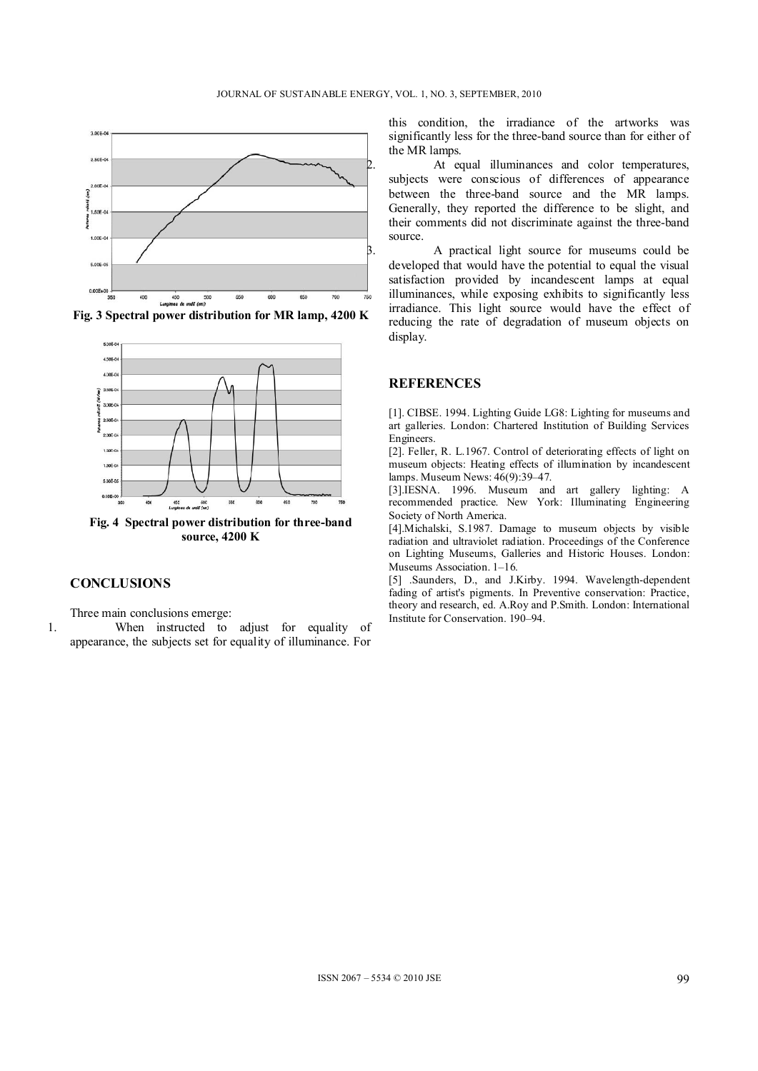3.00E-04

2.50E-04

2.00E-04

1.50E-04

1.00E-04

5.00E-05

0.00E+00

350 400 450 500 550 600 650 700 750

Longimea de undă (nm)

**Fig. 3 Spectral power distribution for MR lamp, 4200 K**

5.00E-04

4.50E-04

4.00E-04

3.50E-04

3.00E-04

2.50E-04

2.00E-04

1.50E-04

1.00E-04

5.00E-05

0.00E+00

350 400 450 500 550 600 650 700 750

Lungimea de undă (nm)

**Fig. 4 Spectral power distribution for three-band source, 4200 K**

## CONCLUSIONS

Three main conclusions emerge:

1. When instructed to adjust for equality of appearance, the subjects set for equality of illuminance. For this condition, the irradiance of the artworks was significantly less for the three-band source than for either of the MR lamps.
2. At equal illuminances and color temperatures, subjects were conscious of differences of appearance between the three-band source and the MR lamps. Generally, they reported the difference to be slight, and their comments did not discriminate against the three-band source.
3. A practical light source for museums could be developed that would have the potential to equal the visual satisfaction provided by incandescent lamps at equal illuminances, while exposing exhibits to significantly less irradiance. This light source would have the effect of reducing the rate of degradation of museum objects on display.

## REFERENCES

[1]. CIBSE. 1994. Lighting Guide LG8: Lighting for museums and art galleries. London: Chartered Institution of Building Services Engineers.

[2]. Feller, R. L.1967. Control of deteriorating effects of light on museum objects: Heating effects of illumination by incandescent lamps. Museum News: 46(9):39–47.

[3].IESNA. 1996. Museum and art gallery lighting: A recommended practice. New York: Illuminating Engineering Society of North America.

[4].Michalski, S.1987. Damage to museum objects by visible radiation and ultraviolet radiation. Proceedings of the Conference on Lighting Museums, Galleries and Historic Houses. London: Museums Association. 1–16.

[5] .Saunders, D., and J.Kirby. 1994. Wavelength-dependent fading of artist's pigments. In Preventive conservation: Practice, theory and research, ed. A.Roy and P.Smith. London: International Institute for Conservation. 190–94.